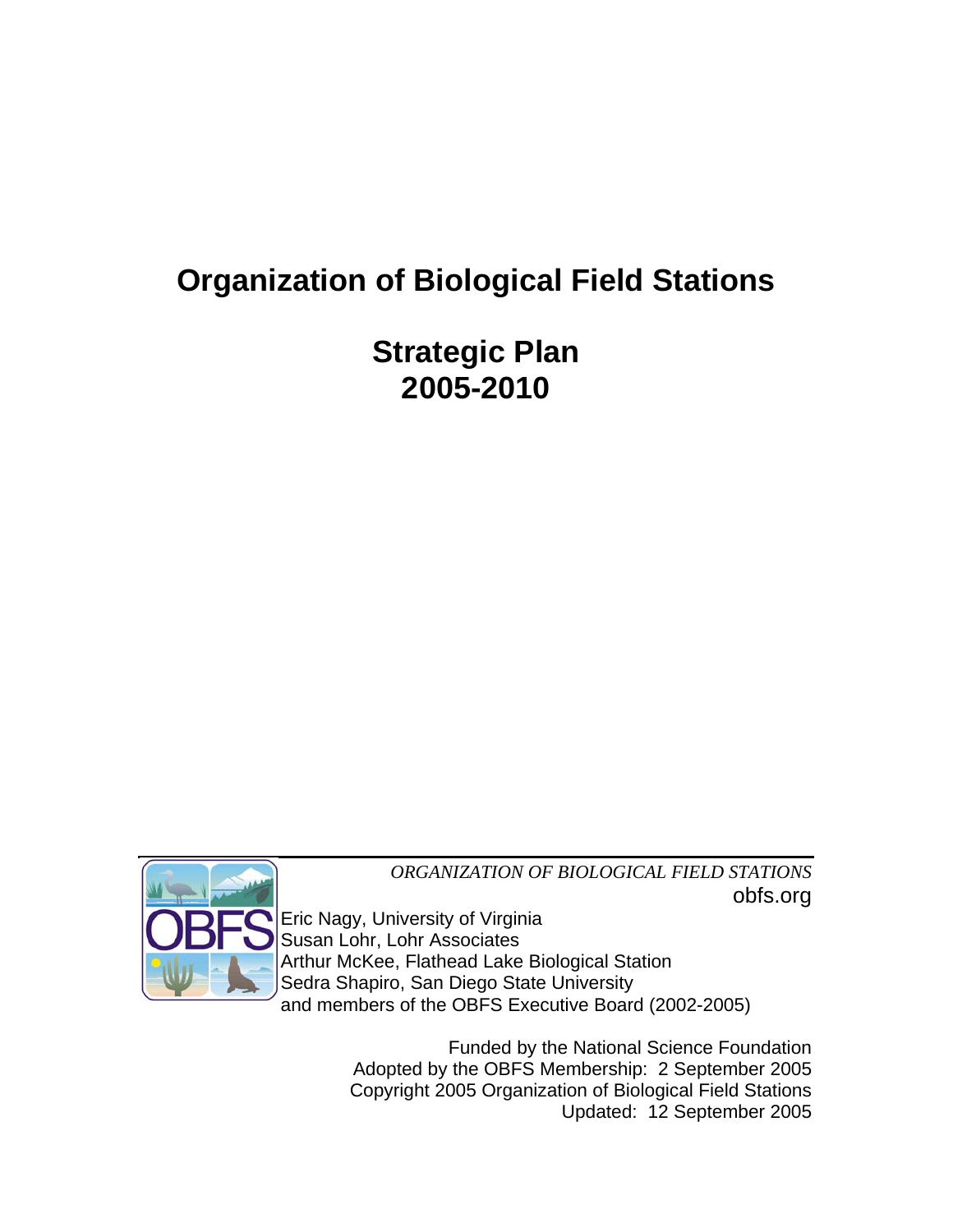# Organization of Biological Field Stations

## Strategic Plan
## 2005-2010

*ORGANIZATION OF BIOLOGICAL FIELD STATIONS*
obfs.org

Eric Nagy, University of Virginia
Susan Lohr, Lohr Associates
Arthur McKee, Flathead Lake Biological Station
Sedra Shapiro, San Diego State University
and members of the OBFS Executive Board (2002-2005)

Funded by the National Science Foundation
Adopted by the OBFS Membership: 2 September 2005
Copyright 2005 Organization of Biological Field Stations
Updated: 12 September 2005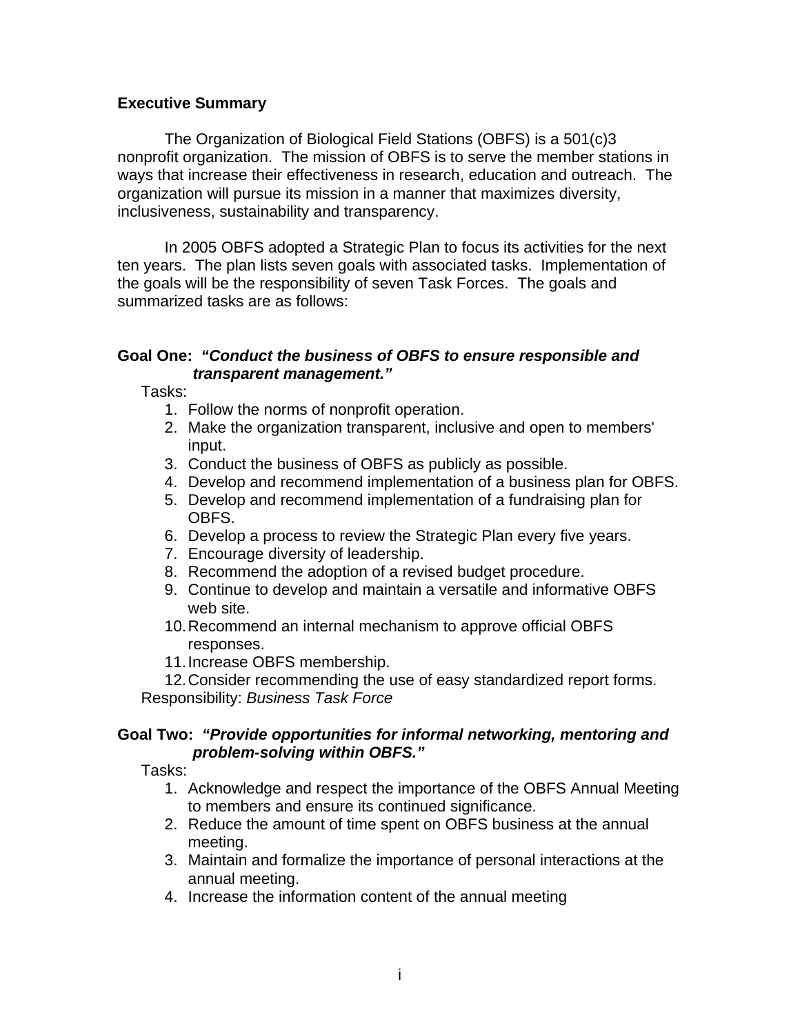## Executive Summary

The Organization of Biological Field Stations (OBFS) is a 501(c)3 nonprofit organization. The mission of OBFS is to serve the member stations in ways that increase their effectiveness in research, education and outreach. The organization will pursue its mission in a manner that maximizes diversity, inclusiveness, sustainability and transparency.

In 2005 OBFS adopted a Strategic Plan to focus its activities for the next ten years. The plan lists seven goals with associated tasks. Implementation of the goals will be the responsibility of seven Task Forces. The goals and summarized tasks are as follows:

**Goal One:** ***"Conduct the business of OBFS to ensure responsible and transparent management."***

Tasks:

1. Follow the norms of nonprofit operation.
2. Make the organization transparent, inclusive and open to members' input.
3. Conduct the business of OBFS as publicly as possible.
4. Develop and recommend implementation of a business plan for OBFS.
5. Develop and recommend implementation of a fundraising plan for OBFS.
6. Develop a process to review the Strategic Plan every five years.
7. Encourage diversity of leadership.
8. Recommend the adoption of a revised budget procedure.
9. Continue to develop and maintain a versatile and informative OBFS web site.
10. Recommend an internal mechanism to approve official OBFS responses.
11. Increase OBFS membership.
12. Consider recommending the use of easy standardized report forms.

Responsibility: *Business Task Force*

**Goal Two:** ***"Provide opportunities for informal networking, mentoring and problem-solving within OBFS."***

Tasks:

1. Acknowledge and respect the importance of the OBFS Annual Meeting to members and ensure its continued significance.
2. Reduce the amount of time spent on OBFS business at the annual meeting.
3. Maintain and formalize the importance of personal interactions at the annual meeting.
4. Increase the information content of the annual meeting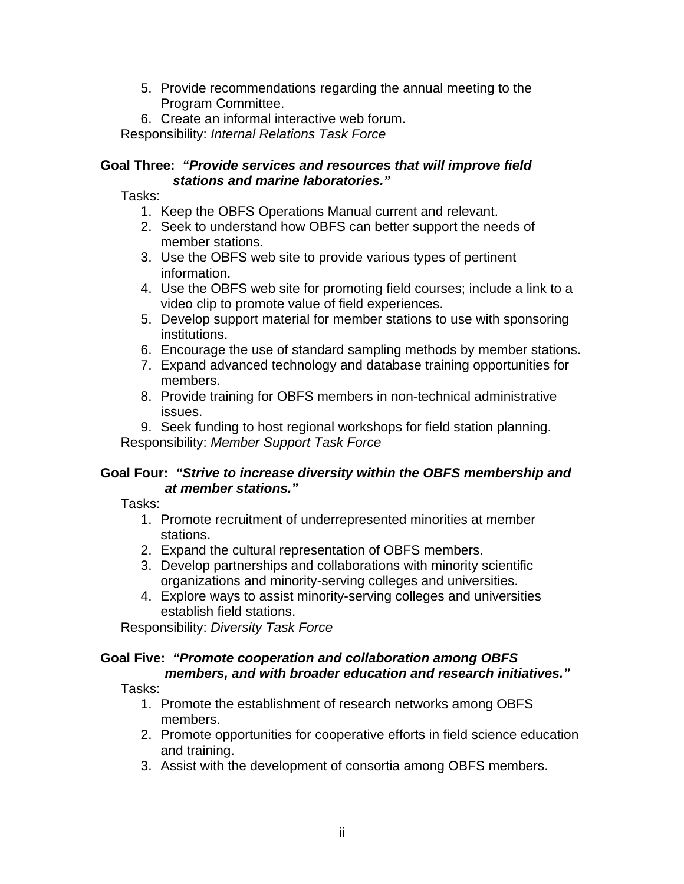5. Provide recommendations regarding the annual meeting to the Program Committee.
6. Create an informal interactive web forum.

Responsibility: *Internal Relations Task Force*

**Goal Three: *"Provide services and resources that will improve field stations and marine laboratories."***

Tasks:

1. Keep the OBFS Operations Manual current and relevant.
2. Seek to understand how OBFS can better support the needs of member stations.
3. Use the OBFS web site to provide various types of pertinent information.
4. Use the OBFS web site for promoting field courses; include a link to a video clip to promote value of field experiences.
5. Develop support material for member stations to use with sponsoring institutions.
6. Encourage the use of standard sampling methods by member stations.
7. Expand advanced technology and database training opportunities for members.
8. Provide training for OBFS members in non-technical administrative issues.
9. Seek funding to host regional workshops for field station planning.

Responsibility: *Member Support Task Force*

**Goal Four: *"Strive to increase diversity within the OBFS membership and at member stations."***

Tasks:

1. Promote recruitment of underrepresented minorities at member stations.
2. Expand the cultural representation of OBFS members.
3. Develop partnerships and collaborations with minority scientific organizations and minority-serving colleges and universities.
4. Explore ways to assist minority-serving colleges and universities establish field stations.

Responsibility: *Diversity Task Force*

**Goal Five: *"Promote cooperation and collaboration among OBFS members, and with broader education and research initiatives."***

Tasks:

1. Promote the establishment of research networks among OBFS members.
2. Promote opportunities for cooperative efforts in field science education and training.
3. Assist with the development of consortia among OBFS members.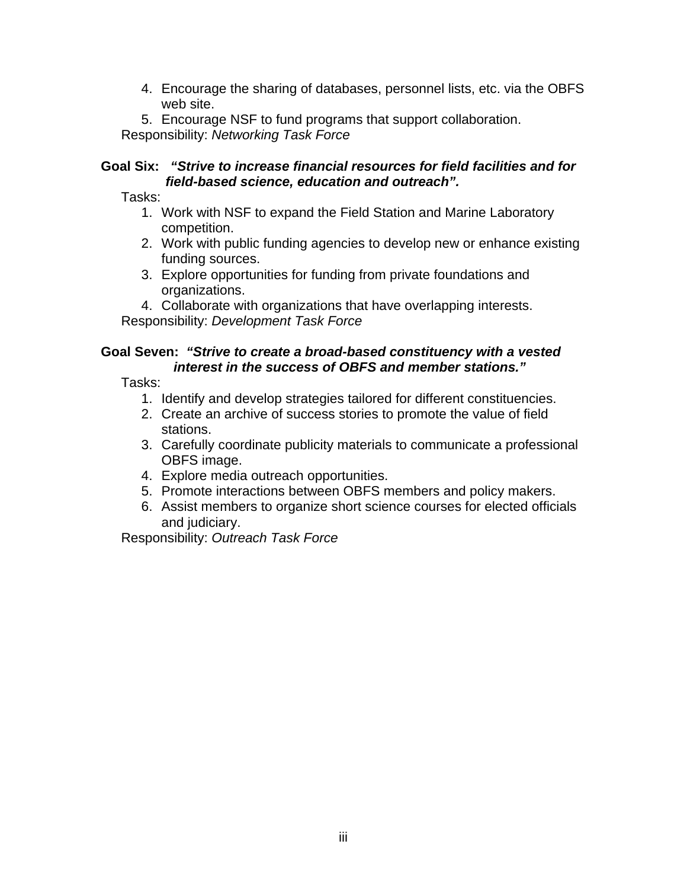4. Encourage the sharing of databases, personnel lists, etc. via the OBFS web site.
5. Encourage NSF to fund programs that support collaboration.

Responsibility: *Networking Task Force*

**Goal Six:** ***"Strive to increase financial resources for field facilities and for field-based science, education and outreach".***

Tasks:

1. Work with NSF to expand the Field Station and Marine Laboratory competition.
2. Work with public funding agencies to develop new or enhance existing funding sources.
3. Explore opportunities for funding from private foundations and organizations.
4. Collaborate with organizations that have overlapping interests.

Responsibility: *Development Task Force*

**Goal Seven:** ***"Strive to create a broad-based constituency with a vested interest in the success of OBFS and member stations."***

Tasks:

1. Identify and develop strategies tailored for different constituencies.
2. Create an archive of success stories to promote the value of field stations.
3. Carefully coordinate publicity materials to communicate a professional OBFS image.
4. Explore media outreach opportunities.
5. Promote interactions between OBFS members and policy makers.
6. Assist members to organize short science courses for elected officials and judiciary.

Responsibility: *Outreach Task Force*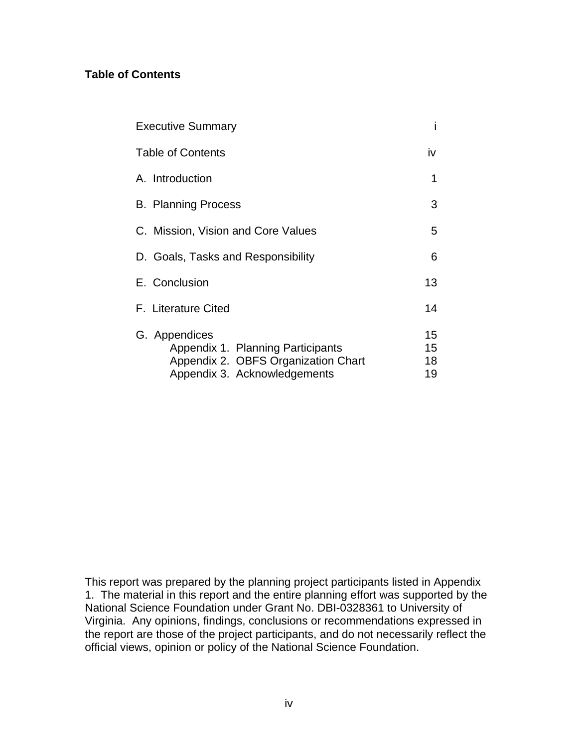## Table of Contents

| | |
|---|---|
| Executive Summary | i |
| Table of Contents | iv |
| A. Introduction | 1 |
| B. Planning Process | 3 |
| C. Mission, Vision and Core Values | 5 |
| D. Goals, Tasks and Responsibility | 6 |
| E. Conclusion | 13 |
| F. Literature Cited | 14 |
| G. Appendices | 15 |
| Appendix 1. Planning Participants | 15 |
| Appendix 2. OBFS Organization Chart | 18 |
| Appendix 3. Acknowledgements | 19 |

This report was prepared by the planning project participants listed in Appendix 1. The material in this report and the entire planning effort was supported by the National Science Foundation under Grant No. DBI-0328361 to University of Virginia. Any opinions, findings, conclusions or recommendations expressed in the report are those of the project participants, and do not necessarily reflect the official views, opinion or policy of the National Science Foundation.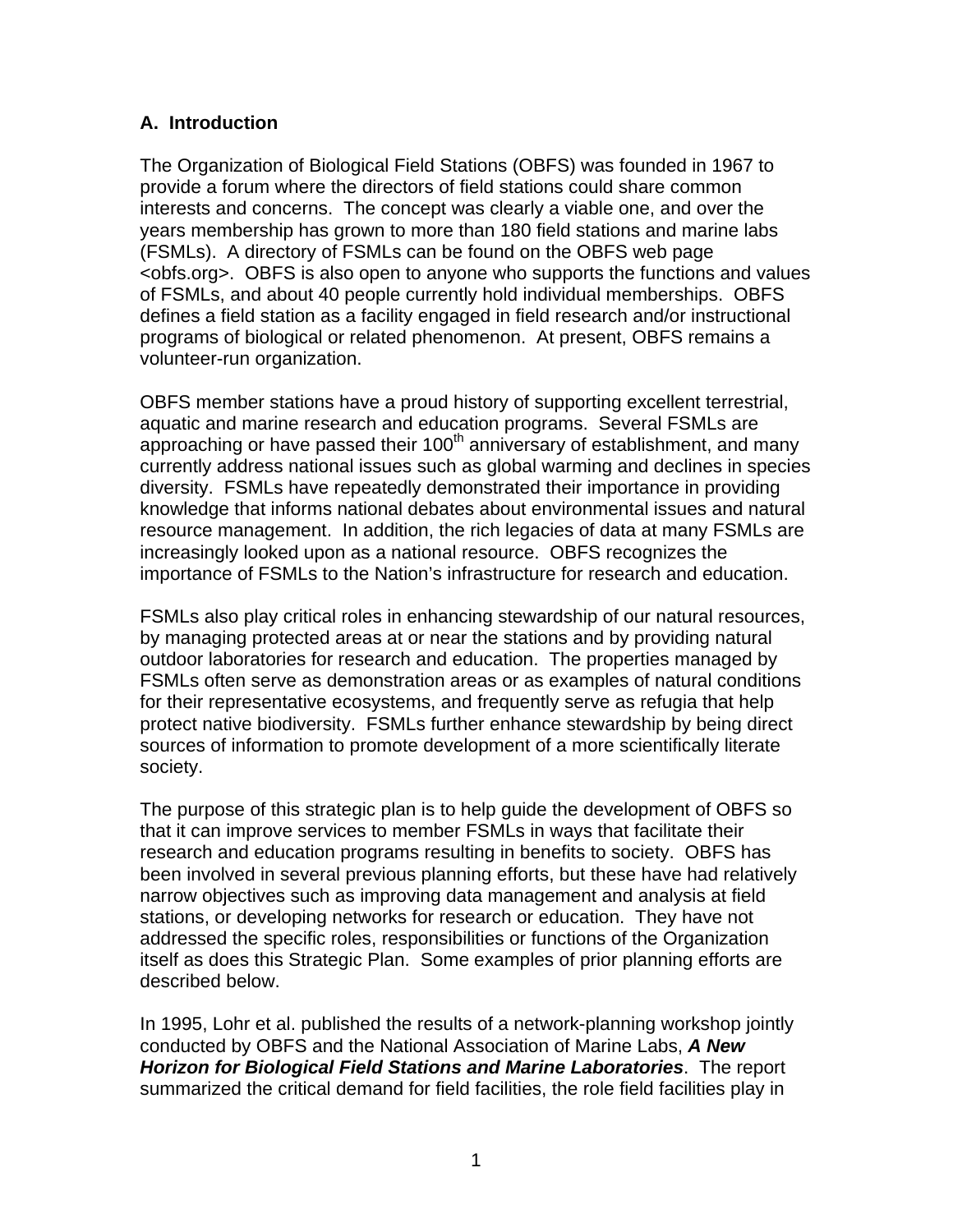## A. Introduction

The Organization of Biological Field Stations (OBFS) was founded in 1967 to provide a forum where the directors of field stations could share common interests and concerns. The concept was clearly a viable one, and over the years membership has grown to more than 180 field stations and marine labs (FSMLs). A directory of FSMLs can be found on the OBFS web page <obfs.org>. OBFS is also open to anyone who supports the functions and values of FSMLs, and about 40 people currently hold individual memberships. OBFS defines a field station as a facility engaged in field research and/or instructional programs of biological or related phenomenon. At present, OBFS remains a volunteer-run organization.

OBFS member stations have a proud history of supporting excellent terrestrial, aquatic and marine research and education programs. Several FSMLs are approaching or have passed their 100th anniversary of establishment, and many currently address national issues such as global warming and declines in species diversity. FSMLs have repeatedly demonstrated their importance in providing knowledge that informs national debates about environmental issues and natural resource management. In addition, the rich legacies of data at many FSMLs are increasingly looked upon as a national resource. OBFS recognizes the importance of FSMLs to the Nation's infrastructure for research and education.

FSMLs also play critical roles in enhancing stewardship of our natural resources, by managing protected areas at or near the stations and by providing natural outdoor laboratories for research and education. The properties managed by FSMLs often serve as demonstration areas or as examples of natural conditions for their representative ecosystems, and frequently serve as refugia that help protect native biodiversity. FSMLs further enhance stewardship by being direct sources of information to promote development of a more scientifically literate society.

The purpose of this strategic plan is to help guide the development of OBFS so that it can improve services to member FSMLs in ways that facilitate their research and education programs resulting in benefits to society. OBFS has been involved in several previous planning efforts, but these have had relatively narrow objectives such as improving data management and analysis at field stations, or developing networks for research or education. They have not addressed the specific roles, responsibilities or functions of the Organization itself as does this Strategic Plan. Some examples of prior planning efforts are described below.

In 1995, Lohr et al. published the results of a network-planning workshop jointly conducted by OBFS and the National Association of Marine Labs, ***A New Horizon for Biological Field Stations and Marine Laboratories***. The report summarized the critical demand for field facilities, the role field facilities play in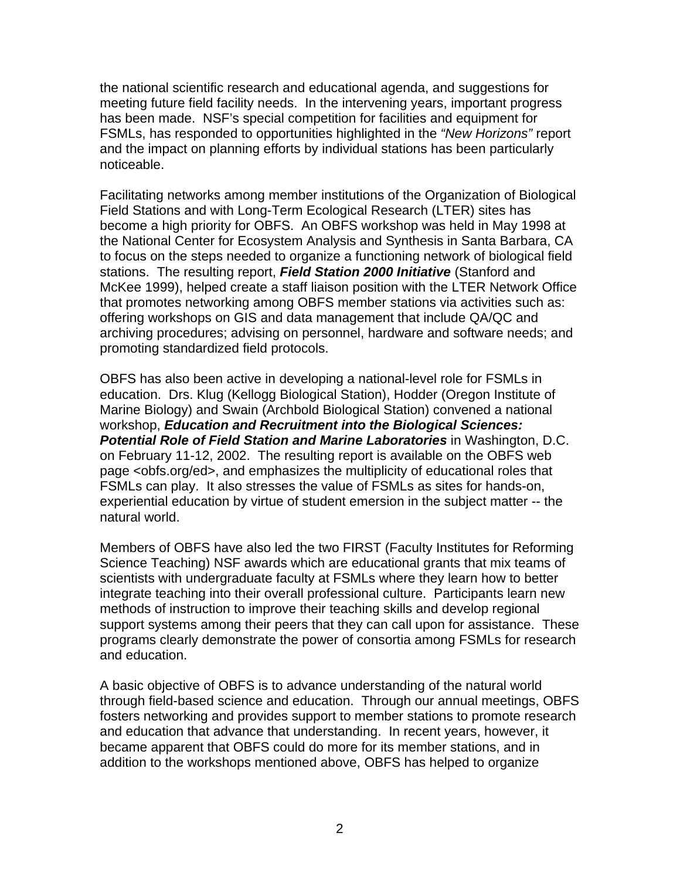the national scientific research and educational agenda, and suggestions for meeting future field facility needs. In the intervening years, important progress has been made. NSF's special competition for facilities and equipment for FSMLs, has responded to opportunities highlighted in the *"New Horizons"* report and the impact on planning efforts by individual stations has been particularly noticeable.

Facilitating networks among member institutions of the Organization of Biological Field Stations and with Long-Term Ecological Research (LTER) sites has become a high priority for OBFS. An OBFS workshop was held in May 1998 at the National Center for Ecosystem Analysis and Synthesis in Santa Barbara, CA to focus on the steps needed to organize a functioning network of biological field stations. The resulting report, ***Field Station 2000 Initiative*** (Stanford and McKee 1999), helped create a staff liaison position with the LTER Network Office that promotes networking among OBFS member stations via activities such as: offering workshops on GIS and data management that include QA/QC and archiving procedures; advising on personnel, hardware and software needs; and promoting standardized field protocols.

OBFS has also been active in developing a national-level role for FSMLs in education. Drs. Klug (Kellogg Biological Station), Hodder (Oregon Institute of Marine Biology) and Swain (Archbold Biological Station) convened a national workshop, ***Education and Recruitment into the Biological Sciences: Potential Role of Field Station and Marine Laboratories*** in Washington, D.C. on February 11-12, 2002. The resulting report is available on the OBFS web page <obfs.org/ed>, and emphasizes the multiplicity of educational roles that FSMLs can play. It also stresses the value of FSMLs as sites for hands-on, experiential education by virtue of student emersion in the subject matter -- the natural world.

Members of OBFS have also led the two FIRST (Faculty Institutes for Reforming Science Teaching) NSF awards which are educational grants that mix teams of scientists with undergraduate faculty at FSMLs where they learn how to better integrate teaching into their overall professional culture. Participants learn new methods of instruction to improve their teaching skills and develop regional support systems among their peers that they can call upon for assistance. These programs clearly demonstrate the power of consortia among FSMLs for research and education.

A basic objective of OBFS is to advance understanding of the natural world through field-based science and education. Through our annual meetings, OBFS fosters networking and provides support to member stations to promote research and education that advance that understanding. In recent years, however, it became apparent that OBFS could do more for its member stations, and in addition to the workshops mentioned above, OBFS has helped to organize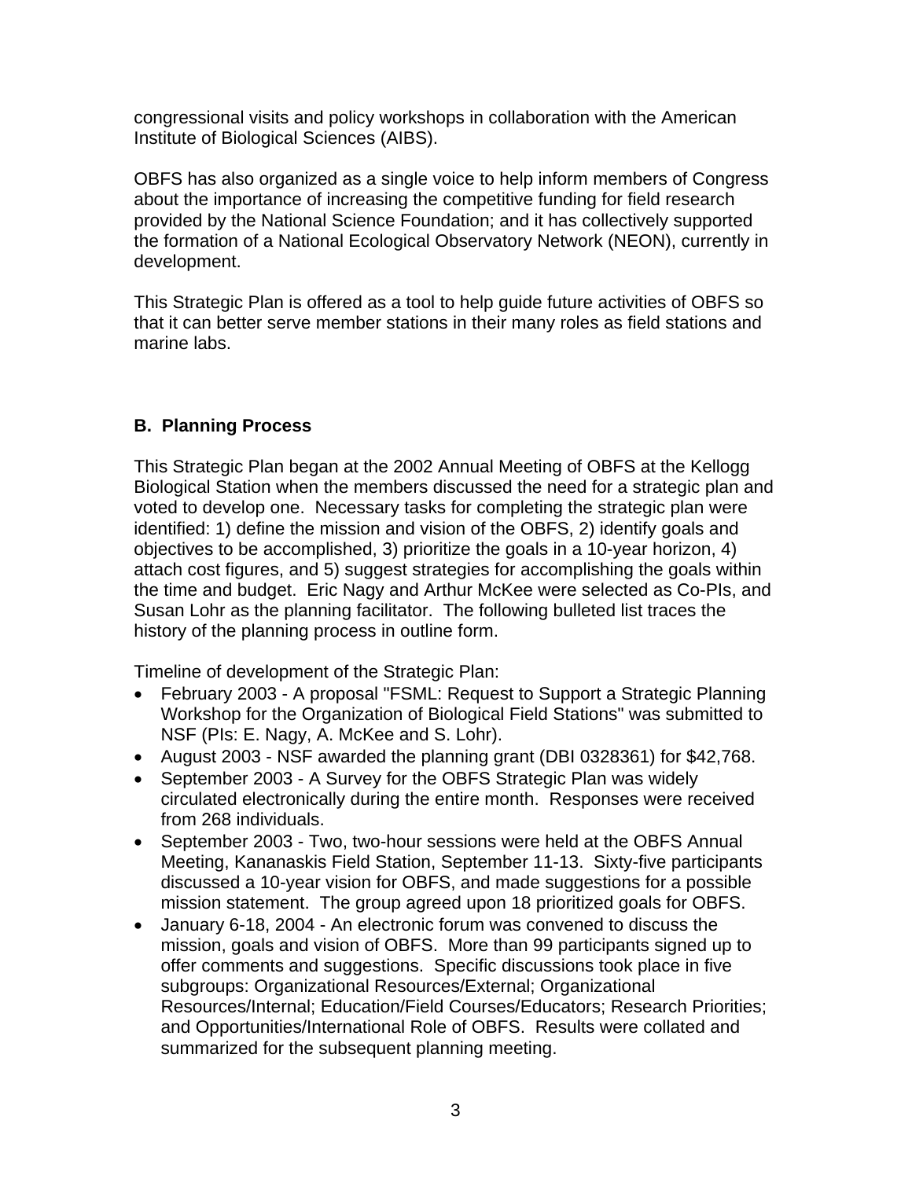congressional visits and policy workshops in collaboration with the American Institute of Biological Sciences (AIBS).

OBFS has also organized as a single voice to help inform members of Congress about the importance of increasing the competitive funding for field research provided by the National Science Foundation; and it has collectively supported the formation of a National Ecological Observatory Network (NEON), currently in development.

This Strategic Plan is offered as a tool to help guide future activities of OBFS so that it can better serve member stations in their many roles as field stations and marine labs.

### B. Planning Process

This Strategic Plan began at the 2002 Annual Meeting of OBFS at the Kellogg Biological Station when the members discussed the need for a strategic plan and voted to develop one. Necessary tasks for completing the strategic plan were identified: 1) define the mission and vision of the OBFS, 2) identify goals and objectives to be accomplished, 3) prioritize the goals in a 10-year horizon, 4) attach cost figures, and 5) suggest strategies for accomplishing the goals within the time and budget. Eric Nagy and Arthur McKee were selected as Co-PIs, and Susan Lohr as the planning facilitator. The following bulleted list traces the history of the planning process in outline form.

Timeline of development of the Strategic Plan:

- February 2003 - A proposal "FSML: Request to Support a Strategic Planning Workshop for the Organization of Biological Field Stations" was submitted to NSF (PIs: E. Nagy, A. McKee and S. Lohr).
- August 2003 - NSF awarded the planning grant (DBI 0328361) for $42,768.
- September 2003 - A Survey for the OBFS Strategic Plan was widely circulated electronically during the entire month. Responses were received from 268 individuals.
- September 2003 - Two, two-hour sessions were held at the OBFS Annual Meeting, Kananaskis Field Station, September 11-13. Sixty-five participants discussed a 10-year vision for OBFS, and made suggestions for a possible mission statement. The group agreed upon 18 prioritized goals for OBFS.
- January 6-18, 2004 - An electronic forum was convened to discuss the mission, goals and vision of OBFS. More than 99 participants signed up to offer comments and suggestions. Specific discussions took place in five subgroups: Organizational Resources/External; Organizational Resources/Internal; Education/Field Courses/Educators; Research Priorities; and Opportunities/International Role of OBFS. Results were collated and summarized for the subsequent planning meeting.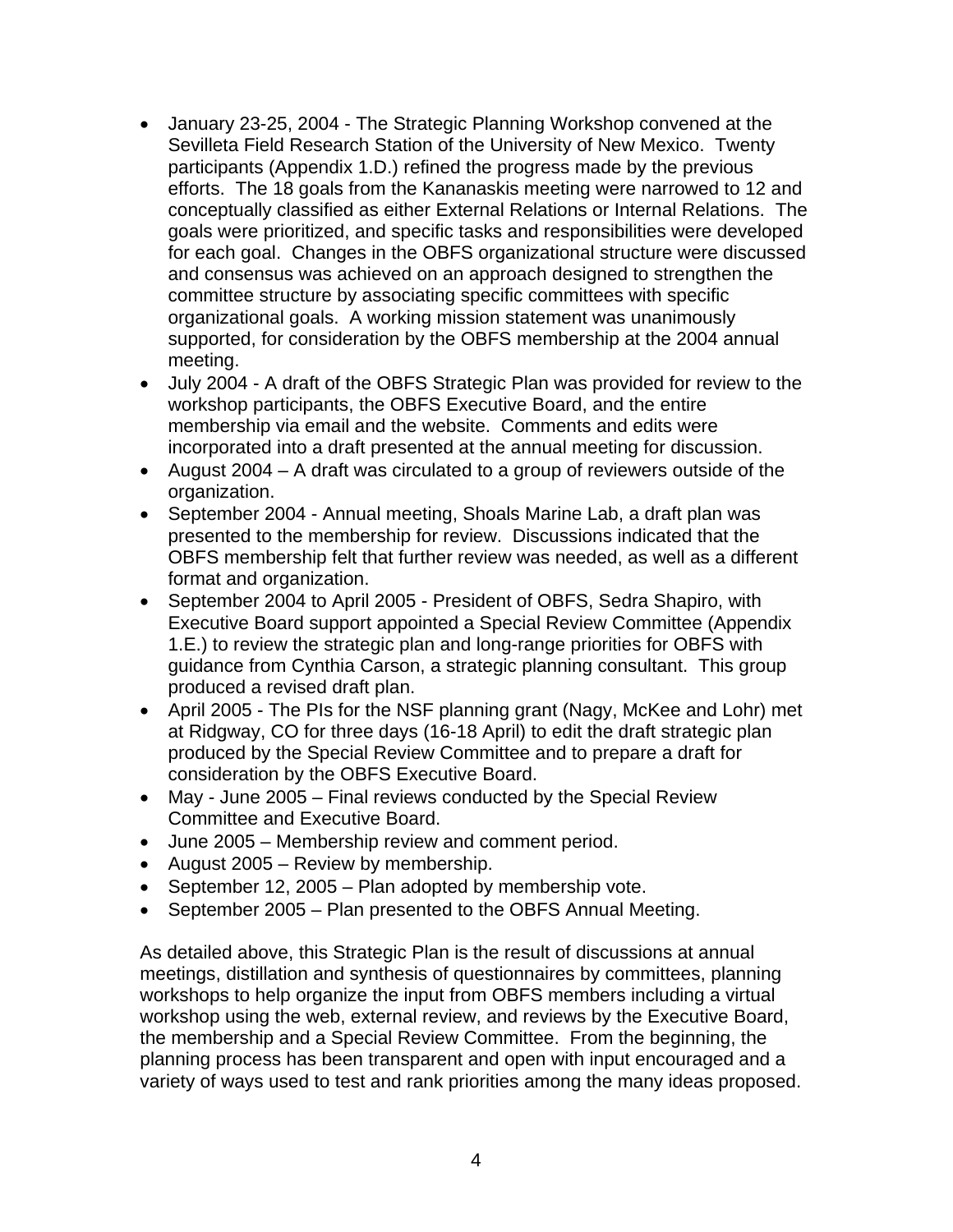- January 23-25, 2004 - The Strategic Planning Workshop convened at the Sevilleta Field Research Station of the University of New Mexico. Twenty participants (Appendix 1.D.) refined the progress made by the previous efforts. The 18 goals from the Kananaskis meeting were narrowed to 12 and conceptually classified as either External Relations or Internal Relations. The goals were prioritized, and specific tasks and responsibilities were developed for each goal. Changes in the OBFS organizational structure were discussed and consensus was achieved on an approach designed to strengthen the committee structure by associating specific committees with specific organizational goals. A working mission statement was unanimously supported, for consideration by the OBFS membership at the 2004 annual meeting.
- July 2004 - A draft of the OBFS Strategic Plan was provided for review to the workshop participants, the OBFS Executive Board, and the entire membership via email and the website. Comments and edits were incorporated into a draft presented at the annual meeting for discussion.
- August 2004 – A draft was circulated to a group of reviewers outside of the organization.
- September 2004 - Annual meeting, Shoals Marine Lab, a draft plan was presented to the membership for review. Discussions indicated that the OBFS membership felt that further review was needed, as well as a different format and organization.
- September 2004 to April 2005 - President of OBFS, Sedra Shapiro, with Executive Board support appointed a Special Review Committee (Appendix 1.E.) to review the strategic plan and long-range priorities for OBFS with guidance from Cynthia Carson, a strategic planning consultant. This group produced a revised draft plan.
- April 2005 - The PIs for the NSF planning grant (Nagy, McKee and Lohr) met at Ridgway, CO for three days (16-18 April) to edit the draft strategic plan produced by the Special Review Committee and to prepare a draft for consideration by the OBFS Executive Board.
- May - June 2005 – Final reviews conducted by the Special Review Committee and Executive Board.
- June 2005 – Membership review and comment period.
- August 2005 – Review by membership.
- September 12, 2005 – Plan adopted by membership vote.
- September 2005 – Plan presented to the OBFS Annual Meeting.

As detailed above, this Strategic Plan is the result of discussions at annual meetings, distillation and synthesis of questionnaires by committees, planning workshops to help organize the input from OBFS members including a virtual workshop using the web, external review, and reviews by the Executive Board, the membership and a Special Review Committee. From the beginning, the planning process has been transparent and open with input encouraged and a variety of ways used to test and rank priorities among the many ideas proposed.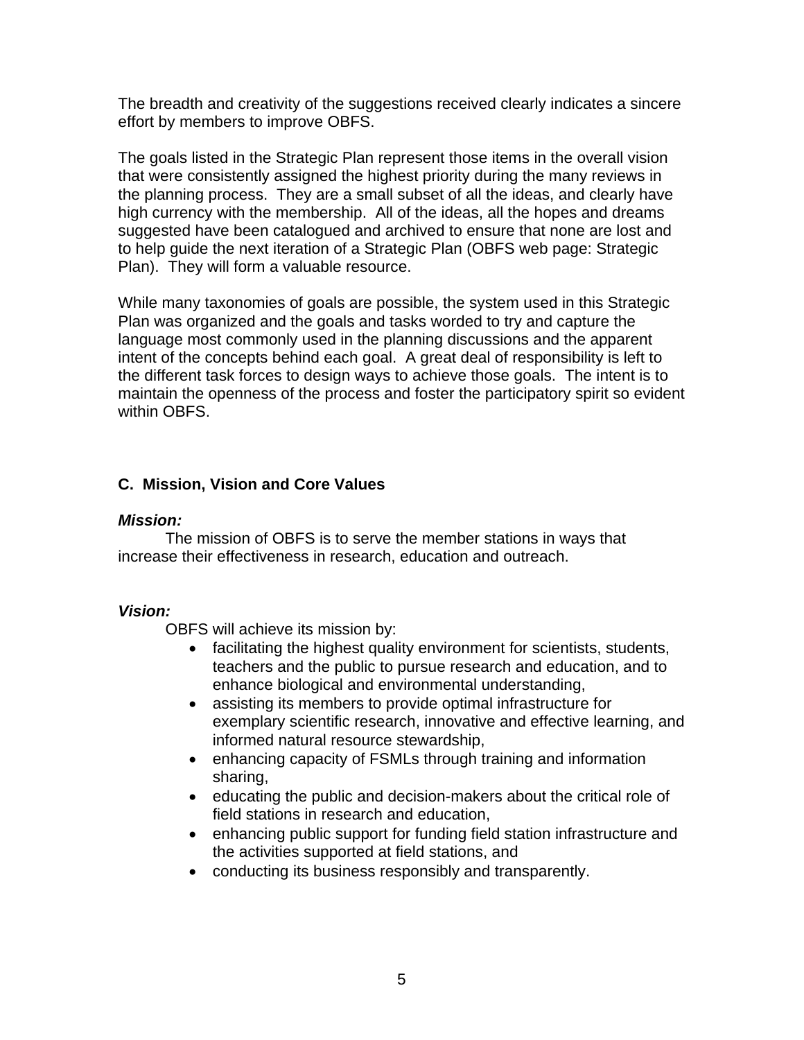The breadth and creativity of the suggestions received clearly indicates a sincere effort by members to improve OBFS.

The goals listed in the Strategic Plan represent those items in the overall vision that were consistently assigned the highest priority during the many reviews in the planning process. They are a small subset of all the ideas, and clearly have high currency with the membership. All of the ideas, all the hopes and dreams suggested have been catalogued and archived to ensure that none are lost and to help guide the next iteration of a Strategic Plan (OBFS web page: Strategic Plan). They will form a valuable resource.

While many taxonomies of goals are possible, the system used in this Strategic Plan was organized and the goals and tasks worded to try and capture the language most commonly used in the planning discussions and the apparent intent of the concepts behind each goal. A great deal of responsibility is left to the different task forces to design ways to achieve those goals. The intent is to maintain the openness of the process and foster the participatory spirit so evident within OBFS.

## C. Mission, Vision and Core Values

***Mission:***

The mission of OBFS is to serve the member stations in ways that increase their effectiveness in research, education and outreach.

***Vision:***

OBFS will achieve its mission by:

- facilitating the highest quality environment for scientists, students, teachers and the public to pursue research and education, and to enhance biological and environmental understanding,
- assisting its members to provide optimal infrastructure for exemplary scientific research, innovative and effective learning, and informed natural resource stewardship,
- enhancing capacity of FSMLs through training and information sharing,
- educating the public and decision-makers about the critical role of field stations in research and education,
- enhancing public support for funding field station infrastructure and the activities supported at field stations, and
- conducting its business responsibly and transparently.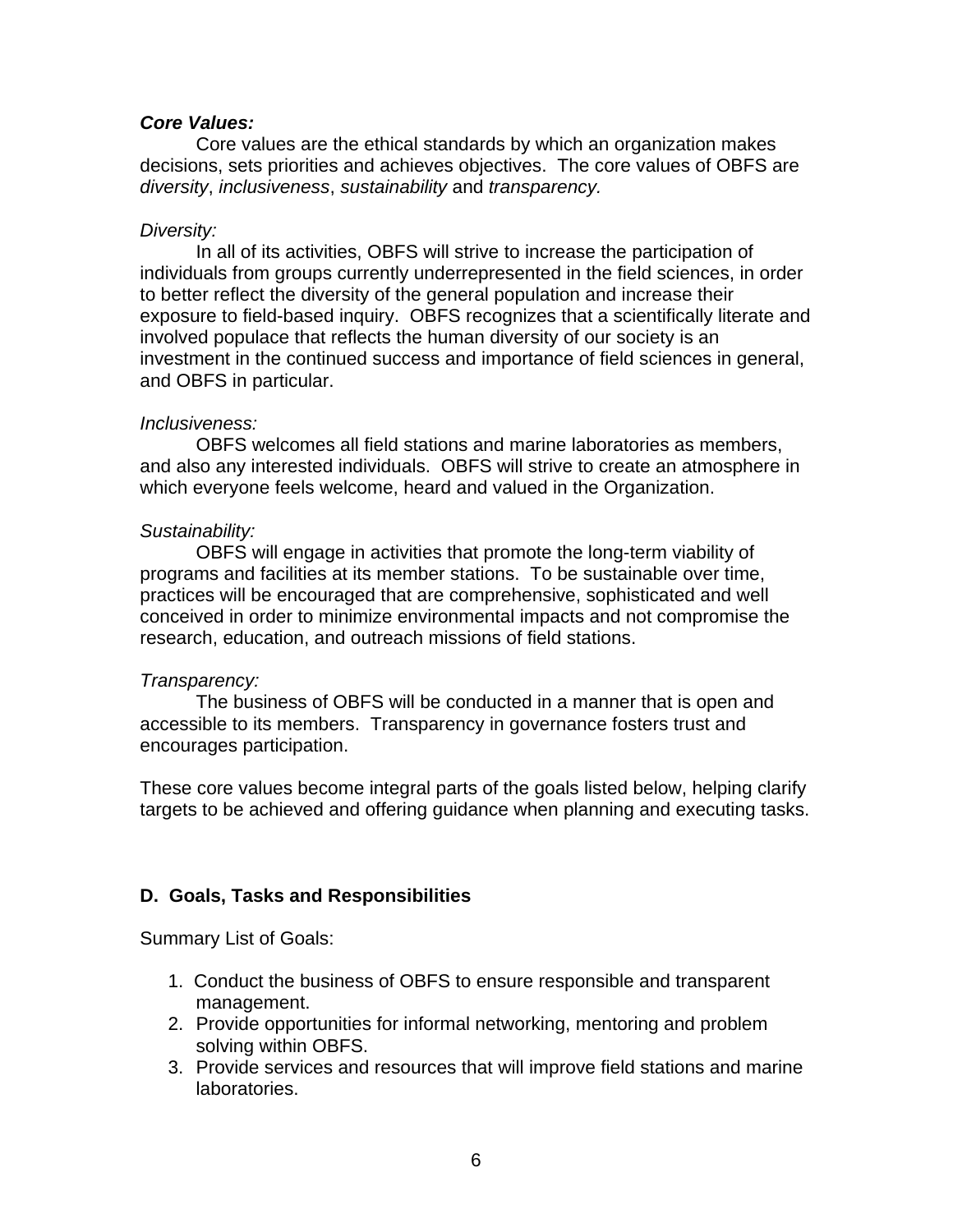***Core Values:***

Core values are the ethical standards by which an organization makes decisions, sets priorities and achieves objectives. The core values of OBFS are *diversity*, *inclusiveness*, *sustainability* and *transparency.*

*Diversity:*

In all of its activities, OBFS will strive to increase the participation of individuals from groups currently underrepresented in the field sciences, in order to better reflect the diversity of the general population and increase their exposure to field-based inquiry. OBFS recognizes that a scientifically literate and involved populace that reflects the human diversity of our society is an investment in the continued success and importance of field sciences in general, and OBFS in particular.

*Inclusiveness:*

OBFS welcomes all field stations and marine laboratories as members, and also any interested individuals. OBFS will strive to create an atmosphere in which everyone feels welcome, heard and valued in the Organization.

*Sustainability:*

OBFS will engage in activities that promote the long-term viability of programs and facilities at its member stations. To be sustainable over time, practices will be encouraged that are comprehensive, sophisticated and well conceived in order to minimize environmental impacts and not compromise the research, education, and outreach missions of field stations.

*Transparency:*

The business of OBFS will be conducted in a manner that is open and accessible to its members. Transparency in governance fosters trust and encourages participation.

These core values become integral parts of the goals listed below, helping clarify targets to be achieved and offering guidance when planning and executing tasks.

## D. Goals, Tasks and Responsibilities

Summary List of Goals:

1. Conduct the business of OBFS to ensure responsible and transparent management.
2. Provide opportunities for informal networking, mentoring and problem solving within OBFS.
3. Provide services and resources that will improve field stations and marine laboratories.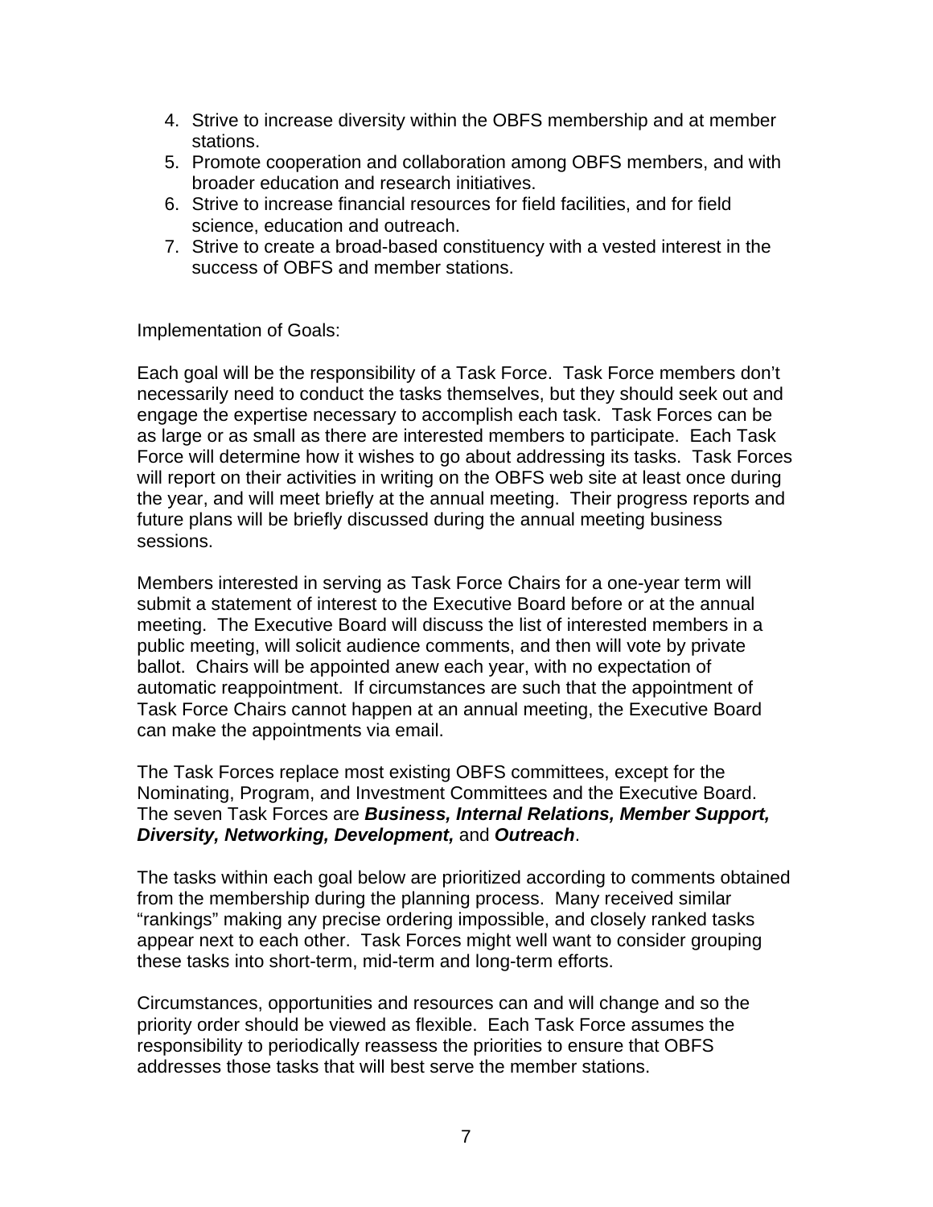4. Strive to increase diversity within the OBFS membership and at member stations.
5. Promote cooperation and collaboration among OBFS members, and with broader education and research initiatives.
6. Strive to increase financial resources for field facilities, and for field science, education and outreach.
7. Strive to create a broad-based constituency with a vested interest in the success of OBFS and member stations.

Implementation of Goals:

Each goal will be the responsibility of a Task Force. Task Force members don't necessarily need to conduct the tasks themselves, but they should seek out and engage the expertise necessary to accomplish each task. Task Forces can be as large or as small as there are interested members to participate. Each Task Force will determine how it wishes to go about addressing its tasks. Task Forces will report on their activities in writing on the OBFS web site at least once during the year, and will meet briefly at the annual meeting. Their progress reports and future plans will be briefly discussed during the annual meeting business sessions.

Members interested in serving as Task Force Chairs for a one-year term will submit a statement of interest to the Executive Board before or at the annual meeting. The Executive Board will discuss the list of interested members in a public meeting, will solicit audience comments, and then will vote by private ballot. Chairs will be appointed anew each year, with no expectation of automatic reappointment. If circumstances are such that the appointment of Task Force Chairs cannot happen at an annual meeting, the Executive Board can make the appointments via email.

The Task Forces replace most existing OBFS committees, except for the Nominating, Program, and Investment Committees and the Executive Board. The seven Task Forces are ***Business, Internal Relations, Member Support, Diversity, Networking, Development,*** and ***Outreach***.

The tasks within each goal below are prioritized according to comments obtained from the membership during the planning process. Many received similar "rankings" making any precise ordering impossible, and closely ranked tasks appear next to each other. Task Forces might well want to consider grouping these tasks into short-term, mid-term and long-term efforts.

Circumstances, opportunities and resources can and will change and so the priority order should be viewed as flexible. Each Task Force assumes the responsibility to periodically reassess the priorities to ensure that OBFS addresses those tasks that will best serve the member stations.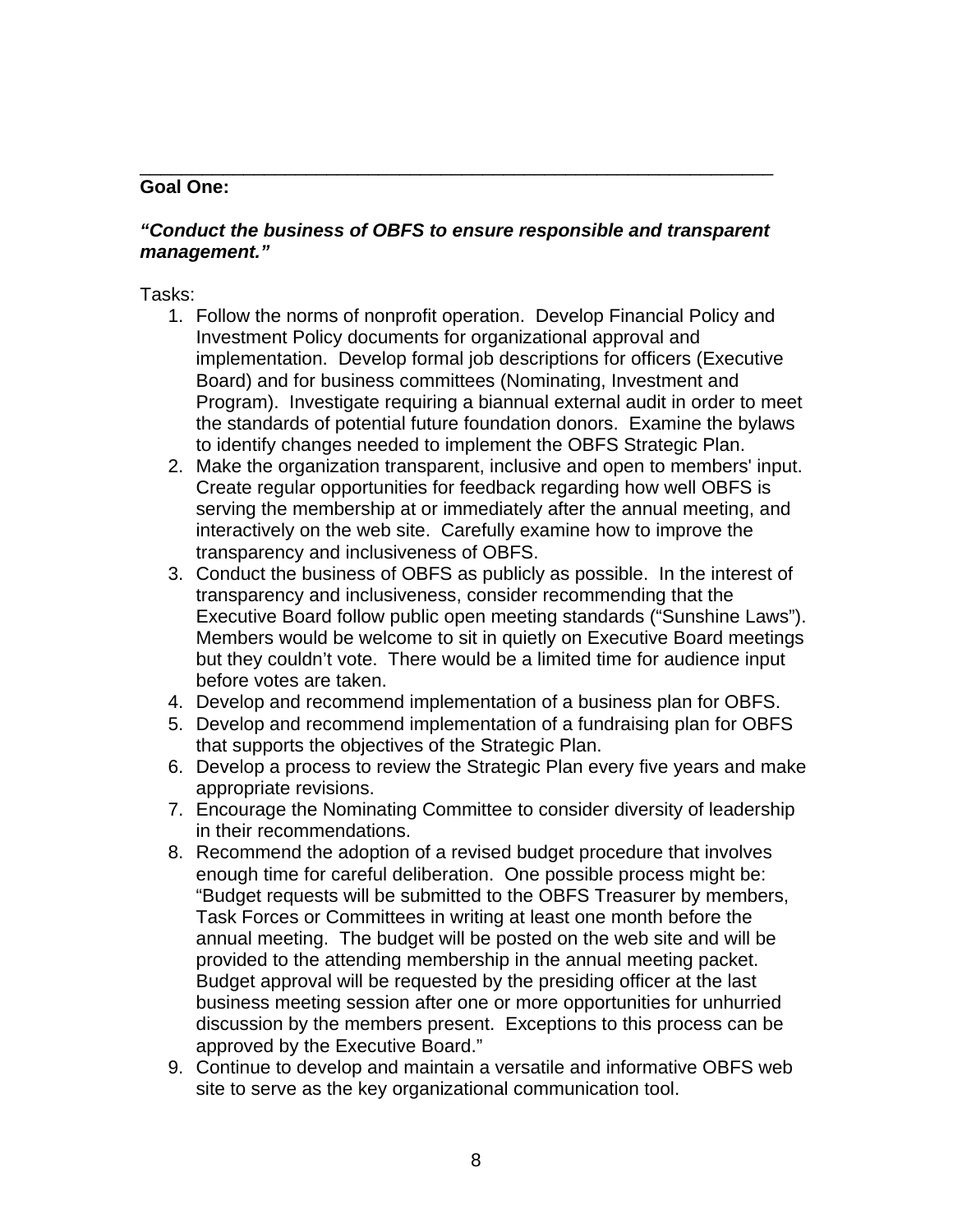---

**Goal One:**

***"Conduct the business of OBFS to ensure responsible and transparent management."***

Tasks:

1. Follow the norms of nonprofit operation. Develop Financial Policy and Investment Policy documents for organizational approval and implementation. Develop formal job descriptions for officers (Executive Board) and for business committees (Nominating, Investment and Program). Investigate requiring a biannual external audit in order to meet the standards of potential future foundation donors. Examine the bylaws to identify changes needed to implement the OBFS Strategic Plan.
2. Make the organization transparent, inclusive and open to members' input. Create regular opportunities for feedback regarding how well OBFS is serving the membership at or immediately after the annual meeting, and interactively on the web site. Carefully examine how to improve the transparency and inclusiveness of OBFS.
3. Conduct the business of OBFS as publicly as possible. In the interest of transparency and inclusiveness, consider recommending that the Executive Board follow public open meeting standards ("Sunshine Laws"). Members would be welcome to sit in quietly on Executive Board meetings but they couldn't vote. There would be a limited time for audience input before votes are taken.
4. Develop and recommend implementation of a business plan for OBFS.
5. Develop and recommend implementation of a fundraising plan for OBFS that supports the objectives of the Strategic Plan.
6. Develop a process to review the Strategic Plan every five years and make appropriate revisions.
7. Encourage the Nominating Committee to consider diversity of leadership in their recommendations.
8. Recommend the adoption of a revised budget procedure that involves enough time for careful deliberation. One possible process might be: "Budget requests will be submitted to the OBFS Treasurer by members, Task Forces or Committees in writing at least one month before the annual meeting. The budget will be posted on the web site and will be provided to the attending membership in the annual meeting packet. Budget approval will be requested by the presiding officer at the last business meeting session after one or more opportunities for unhurried discussion by the members present. Exceptions to this process can be approved by the Executive Board."
9. Continue to develop and maintain a versatile and informative OBFS web site to serve as the key organizational communication tool.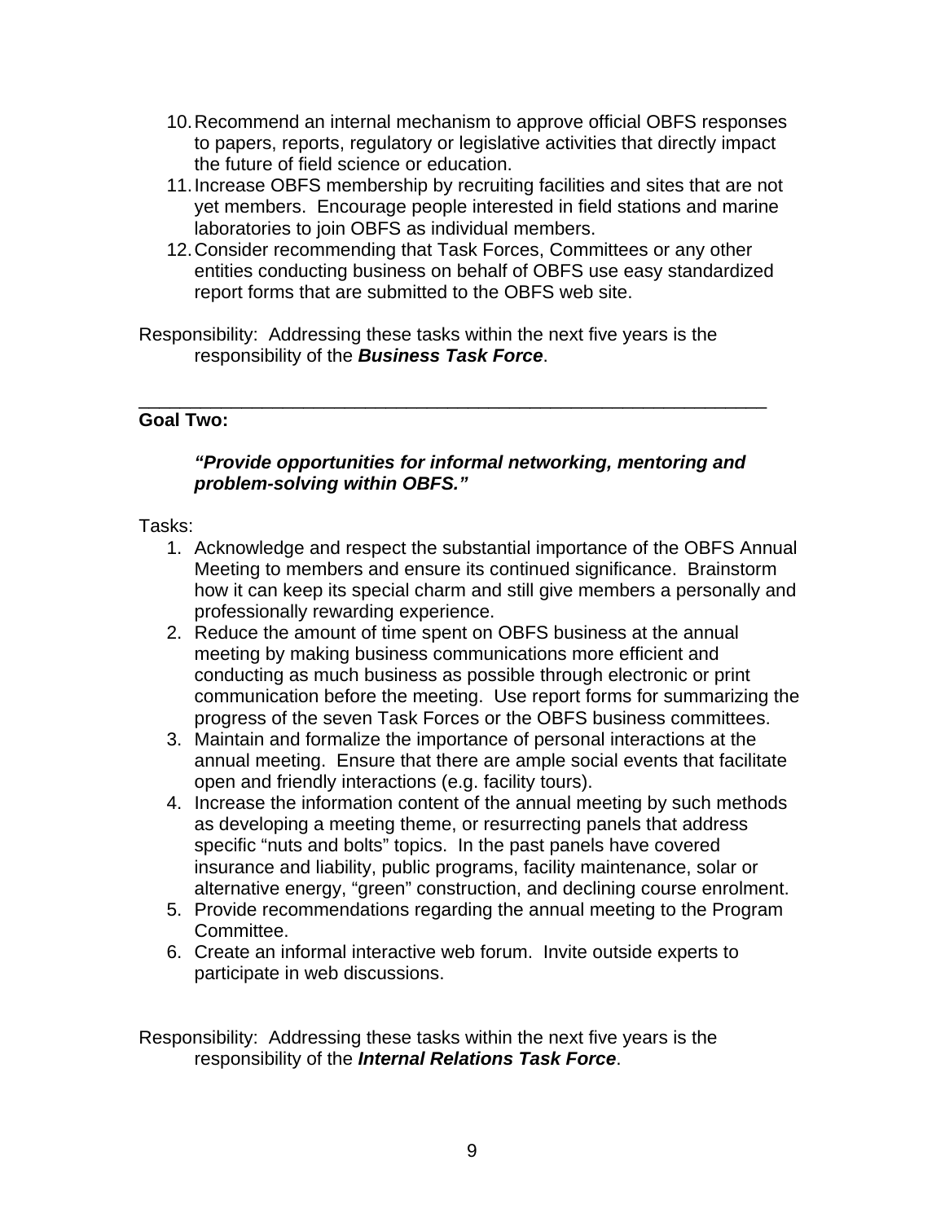10. Recommend an internal mechanism to approve official OBFS responses to papers, reports, regulatory or legislative activities that directly impact the future of field science or education.
11. Increase OBFS membership by recruiting facilities and sites that are not yet members. Encourage people interested in field stations and marine laboratories to join OBFS as individual members.
12. Consider recommending that Task Forces, Committees or any other entities conducting business on behalf of OBFS use easy standardized report forms that are submitted to the OBFS web site.

Responsibility: Addressing these tasks within the next five years is the responsibility of the ***Business Task Force***.

---

**Goal Two:**

***"Provide opportunities for informal networking, mentoring and problem-solving within OBFS."***

Tasks:

1. Acknowledge and respect the substantial importance of the OBFS Annual Meeting to members and ensure its continued significance. Brainstorm how it can keep its special charm and still give members a personally and professionally rewarding experience.
2. Reduce the amount of time spent on OBFS business at the annual meeting by making business communications more efficient and conducting as much business as possible through electronic or print communication before the meeting. Use report forms for summarizing the progress of the seven Task Forces or the OBFS business committees.
3. Maintain and formalize the importance of personal interactions at the annual meeting. Ensure that there are ample social events that facilitate open and friendly interactions (e.g. facility tours).
4. Increase the information content of the annual meeting by such methods as developing a meeting theme, or resurrecting panels that address specific "nuts and bolts" topics. In the past panels have covered insurance and liability, public programs, facility maintenance, solar or alternative energy, "green" construction, and declining course enrolment.
5. Provide recommendations regarding the annual meeting to the Program Committee.
6. Create an informal interactive web forum. Invite outside experts to participate in web discussions.

Responsibility: Addressing these tasks within the next five years is the responsibility of the ***Internal Relations Task Force***.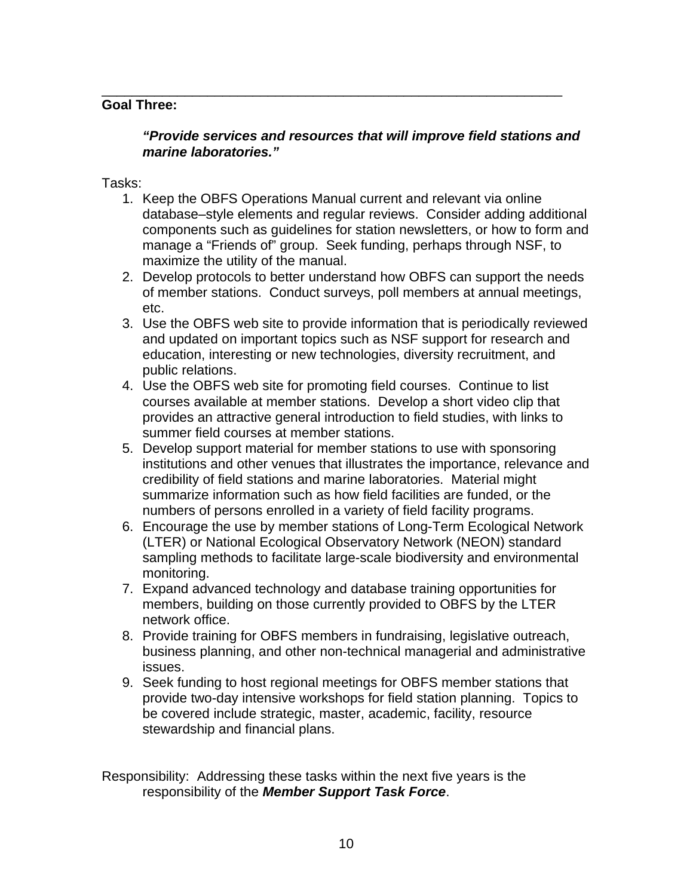---

**Goal Three:**

> ***"Provide services and resources that will improve field stations and marine laboratories."***

Tasks:

1. Keep the OBFS Operations Manual current and relevant via online database–style elements and regular reviews. Consider adding additional components such as guidelines for station newsletters, or how to form and manage a "Friends of" group. Seek funding, perhaps through NSF, to maximize the utility of the manual.
2. Develop protocols to better understand how OBFS can support the needs of member stations. Conduct surveys, poll members at annual meetings, etc.
3. Use the OBFS web site to provide information that is periodically reviewed and updated on important topics such as NSF support for research and education, interesting or new technologies, diversity recruitment, and public relations.
4. Use the OBFS web site for promoting field courses. Continue to list courses available at member stations. Develop a short video clip that provides an attractive general introduction to field studies, with links to summer field courses at member stations.
5. Develop support material for member stations to use with sponsoring institutions and other venues that illustrates the importance, relevance and credibility of field stations and marine laboratories. Material might summarize information such as how field facilities are funded, or the numbers of persons enrolled in a variety of field facility programs.
6. Encourage the use by member stations of Long-Term Ecological Network (LTER) or National Ecological Observatory Network (NEON) standard sampling methods to facilitate large-scale biodiversity and environmental monitoring.
7. Expand advanced technology and database training opportunities for members, building on those currently provided to OBFS by the LTER network office.
8. Provide training for OBFS members in fundraising, legislative outreach, business planning, and other non-technical managerial and administrative issues.
9. Seek funding to host regional meetings for OBFS member stations that provide two-day intensive workshops for field station planning. Topics to be covered include strategic, master, academic, facility, resource stewardship and financial plans.

Responsibility: Addressing these tasks within the next five years is the responsibility of the ***Member Support Task Force***.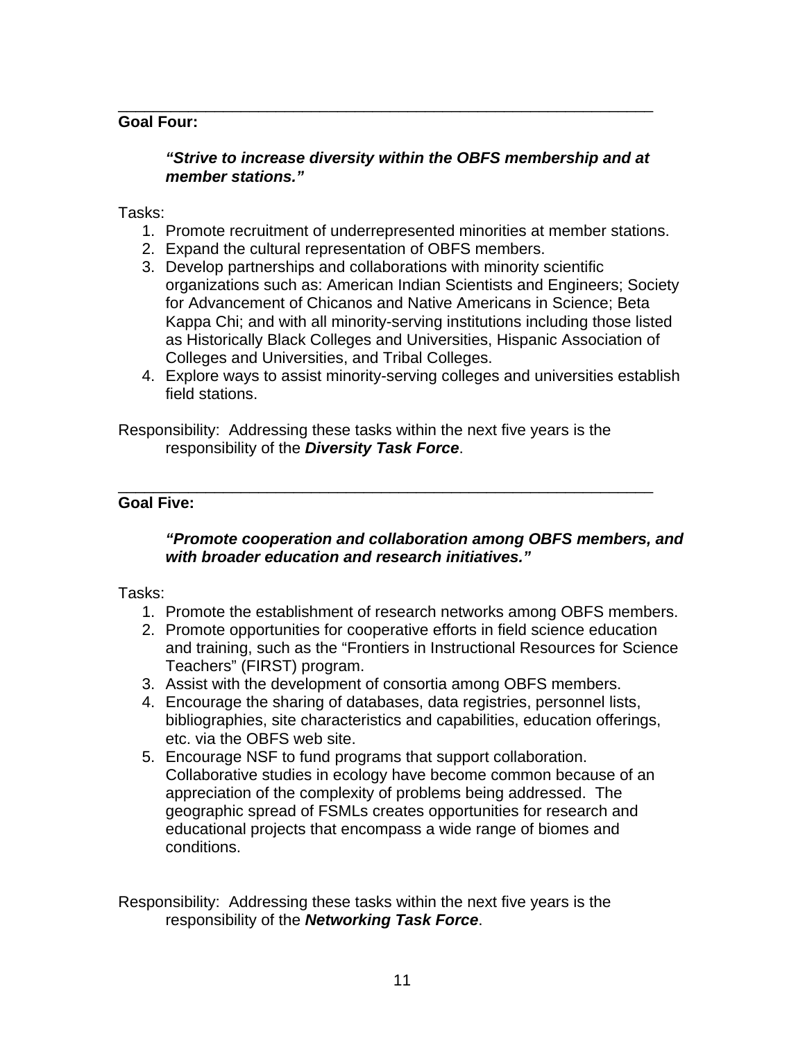---

**Goal Four:**

> ***"Strive to increase diversity within the OBFS membership and at member stations."***

Tasks:

1. Promote recruitment of underrepresented minorities at member stations.
2. Expand the cultural representation of OBFS members.
3. Develop partnerships and collaborations with minority scientific organizations such as: American Indian Scientists and Engineers; Society for Advancement of Chicanos and Native Americans in Science; Beta Kappa Chi; and with all minority-serving institutions including those listed as Historically Black Colleges and Universities, Hispanic Association of Colleges and Universities, and Tribal Colleges.
4. Explore ways to assist minority-serving colleges and universities establish field stations.

Responsibility: Addressing these tasks within the next five years is the responsibility of the ***Diversity Task Force***.

---

**Goal Five:**

> ***"Promote cooperation and collaboration among OBFS members, and with broader education and research initiatives."***

Tasks:

1. Promote the establishment of research networks among OBFS members.
2. Promote opportunities for cooperative efforts in field science education and training, such as the "Frontiers in Instructional Resources for Science Teachers" (FIRST) program.
3. Assist with the development of consortia among OBFS members.
4. Encourage the sharing of databases, data registries, personnel lists, bibliographies, site characteristics and capabilities, education offerings, etc. via the OBFS web site.
5. Encourage NSF to fund programs that support collaboration. Collaborative studies in ecology have become common because of an appreciation of the complexity of problems being addressed. The geographic spread of FSMLs creates opportunities for research and educational projects that encompass a wide range of biomes and conditions.

Responsibility: Addressing these tasks within the next five years is the responsibility of the ***Networking Task Force***.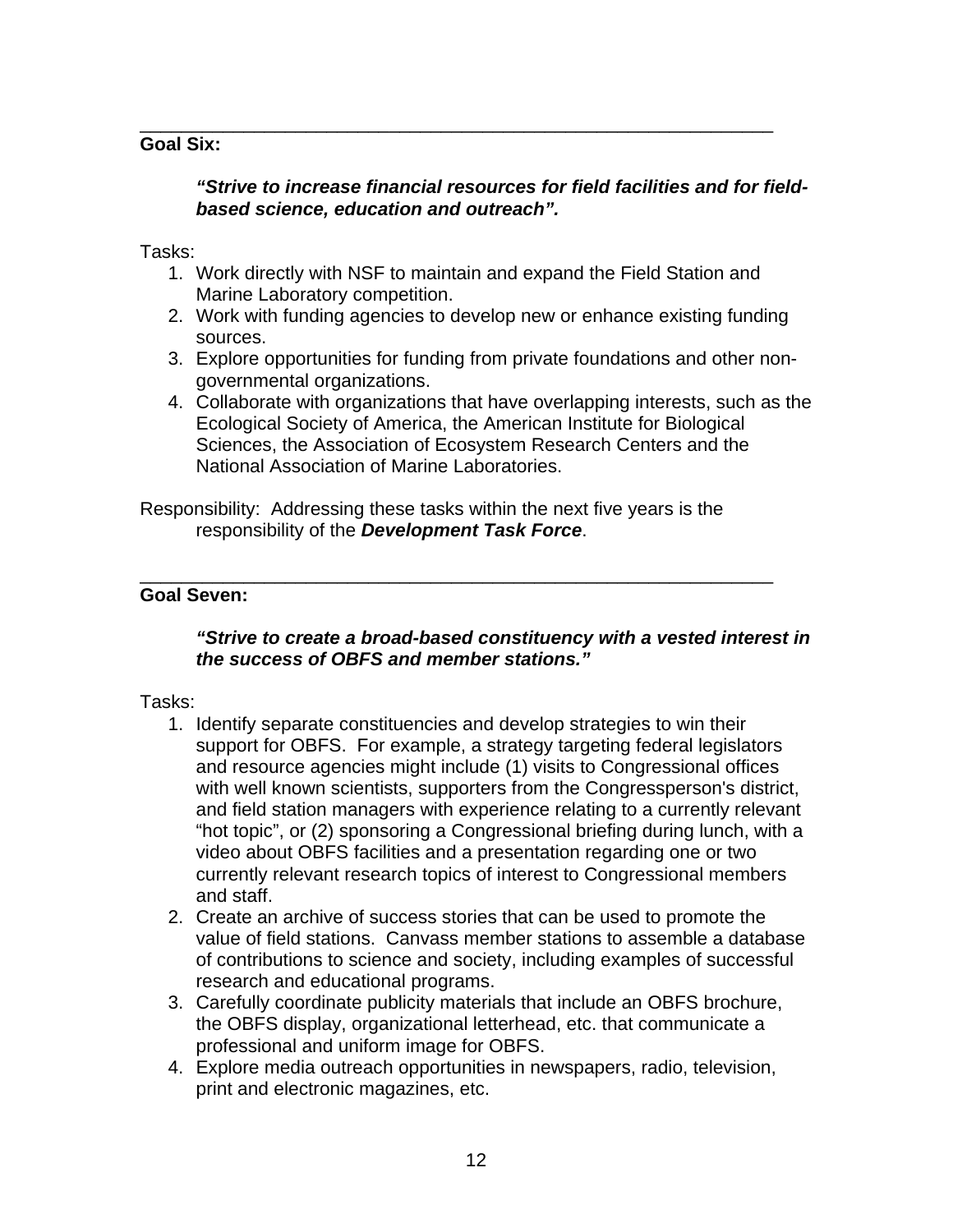---

**Goal Six:**

> ***"Strive to increase financial resources for field facilities and for field-based science, education and outreach".***

Tasks:

1. Work directly with NSF to maintain and expand the Field Station and Marine Laboratory competition.
2. Work with funding agencies to develop new or enhance existing funding sources.
3. Explore opportunities for funding from private foundations and other non-governmental organizations.
4. Collaborate with organizations that have overlapping interests, such as the Ecological Society of America, the American Institute for Biological Sciences, the Association of Ecosystem Research Centers and the National Association of Marine Laboratories.

Responsibility: Addressing these tasks within the next five years is the responsibility of the ***Development Task Force***.

---

**Goal Seven:**

> ***"Strive to create a broad-based constituency with a vested interest in the success of OBFS and member stations."***

Tasks:

1. Identify separate constituencies and develop strategies to win their support for OBFS. For example, a strategy targeting federal legislators and resource agencies might include (1) visits to Congressional offices with well known scientists, supporters from the Congressperson's district, and field station managers with experience relating to a currently relevant "hot topic", or (2) sponsoring a Congressional briefing during lunch, with a video about OBFS facilities and a presentation regarding one or two currently relevant research topics of interest to Congressional members and staff.
2. Create an archive of success stories that can be used to promote the value of field stations. Canvass member stations to assemble a database of contributions to science and society, including examples of successful research and educational programs.
3. Carefully coordinate publicity materials that include an OBFS brochure, the OBFS display, organizational letterhead, etc. that communicate a professional and uniform image for OBFS.
4. Explore media outreach opportunities in newspapers, radio, television, print and electronic magazines, etc.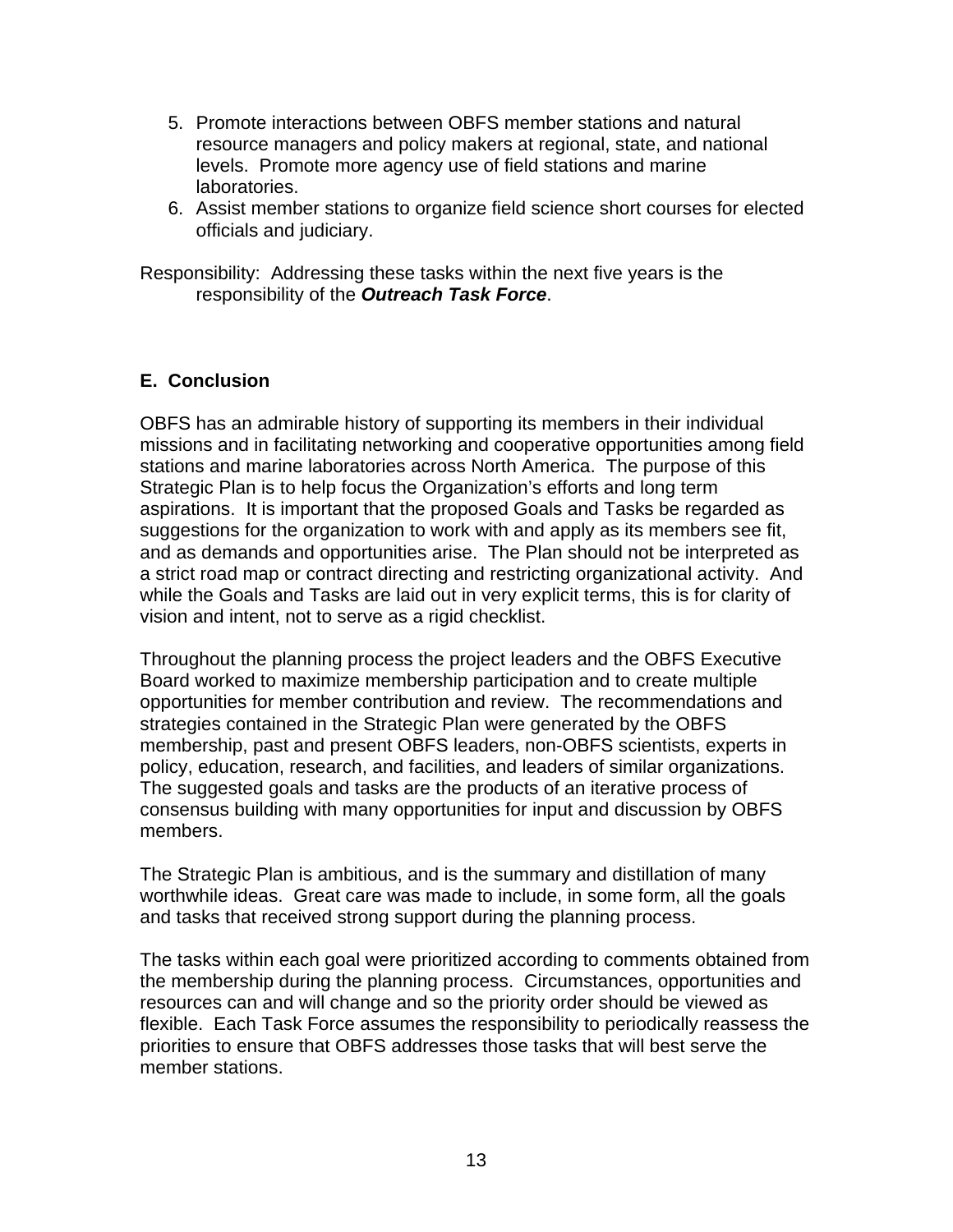5. Promote interactions between OBFS member stations and natural resource managers and policy makers at regional, state, and national levels. Promote more agency use of field stations and marine laboratories.
6. Assist member stations to organize field science short courses for elected officials and judiciary.

Responsibility: Addressing these tasks within the next five years is the responsibility of the ***Outreach Task Force***.

## E. Conclusion

OBFS has an admirable history of supporting its members in their individual missions and in facilitating networking and cooperative opportunities among field stations and marine laboratories across North America. The purpose of this Strategic Plan is to help focus the Organization's efforts and long term aspirations. It is important that the proposed Goals and Tasks be regarded as suggestions for the organization to work with and apply as its members see fit, and as demands and opportunities arise. The Plan should not be interpreted as a strict road map or contract directing and restricting organizational activity. And while the Goals and Tasks are laid out in very explicit terms, this is for clarity of vision and intent, not to serve as a rigid checklist.

Throughout the planning process the project leaders and the OBFS Executive Board worked to maximize membership participation and to create multiple opportunities for member contribution and review. The recommendations and strategies contained in the Strategic Plan were generated by the OBFS membership, past and present OBFS leaders, non-OBFS scientists, experts in policy, education, research, and facilities, and leaders of similar organizations. The suggested goals and tasks are the products of an iterative process of consensus building with many opportunities for input and discussion by OBFS members.

The Strategic Plan is ambitious, and is the summary and distillation of many worthwhile ideas. Great care was made to include, in some form, all the goals and tasks that received strong support during the planning process.

The tasks within each goal were prioritized according to comments obtained from the membership during the planning process. Circumstances, opportunities and resources can and will change and so the priority order should be viewed as flexible. Each Task Force assumes the responsibility to periodically reassess the priorities to ensure that OBFS addresses those tasks that will best serve the member stations.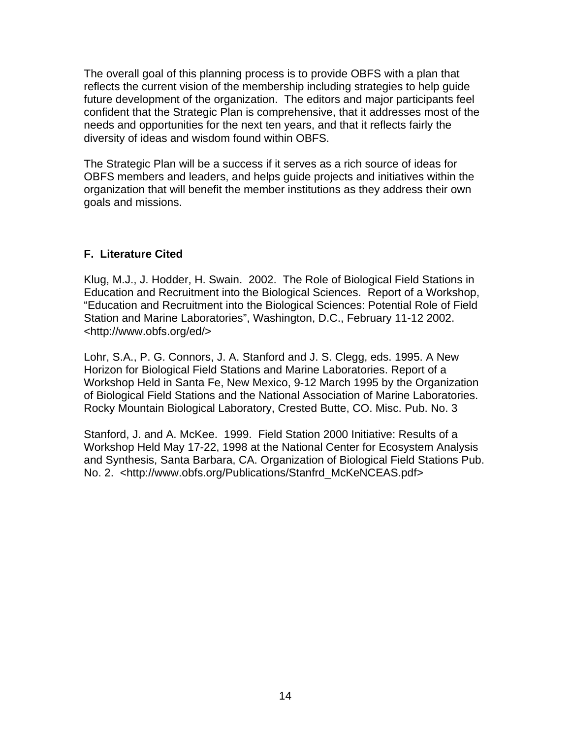The overall goal of this planning process is to provide OBFS with a plan that reflects the current vision of the membership including strategies to help guide future development of the organization. The editors and major participants feel confident that the Strategic Plan is comprehensive, that it addresses most of the needs and opportunities for the next ten years, and that it reflects fairly the diversity of ideas and wisdom found within OBFS.

The Strategic Plan will be a success if it serves as a rich source of ideas for OBFS members and leaders, and helps guide projects and initiatives within the organization that will benefit the member institutions as they address their own goals and missions.

## F. Literature Cited

Klug, M.J., J. Hodder, H. Swain. 2002. The Role of Biological Field Stations in Education and Recruitment into the Biological Sciences. Report of a Workshop, “Education and Recruitment into the Biological Sciences: Potential Role of Field Station and Marine Laboratories”, Washington, D.C., February 11-12 2002. <http://www.obfs.org/ed/>

Lohr, S.A., P. G. Connors, J. A. Stanford and J. S. Clegg, eds. 1995. A New Horizon for Biological Field Stations and Marine Laboratories. Report of a Workshop Held in Santa Fe, New Mexico, 9-12 March 1995 by the Organization of Biological Field Stations and the National Association of Marine Laboratories. Rocky Mountain Biological Laboratory, Crested Butte, CO. Misc. Pub. No. 3

Stanford, J. and A. McKee. 1999. Field Station 2000 Initiative: Results of a Workshop Held May 17-22, 1998 at the National Center for Ecosystem Analysis and Synthesis, Santa Barbara, CA. Organization of Biological Field Stations Pub. No. 2. <http://www.obfs.org/Publications/Stanfrd_McKeNCEAS.pdf>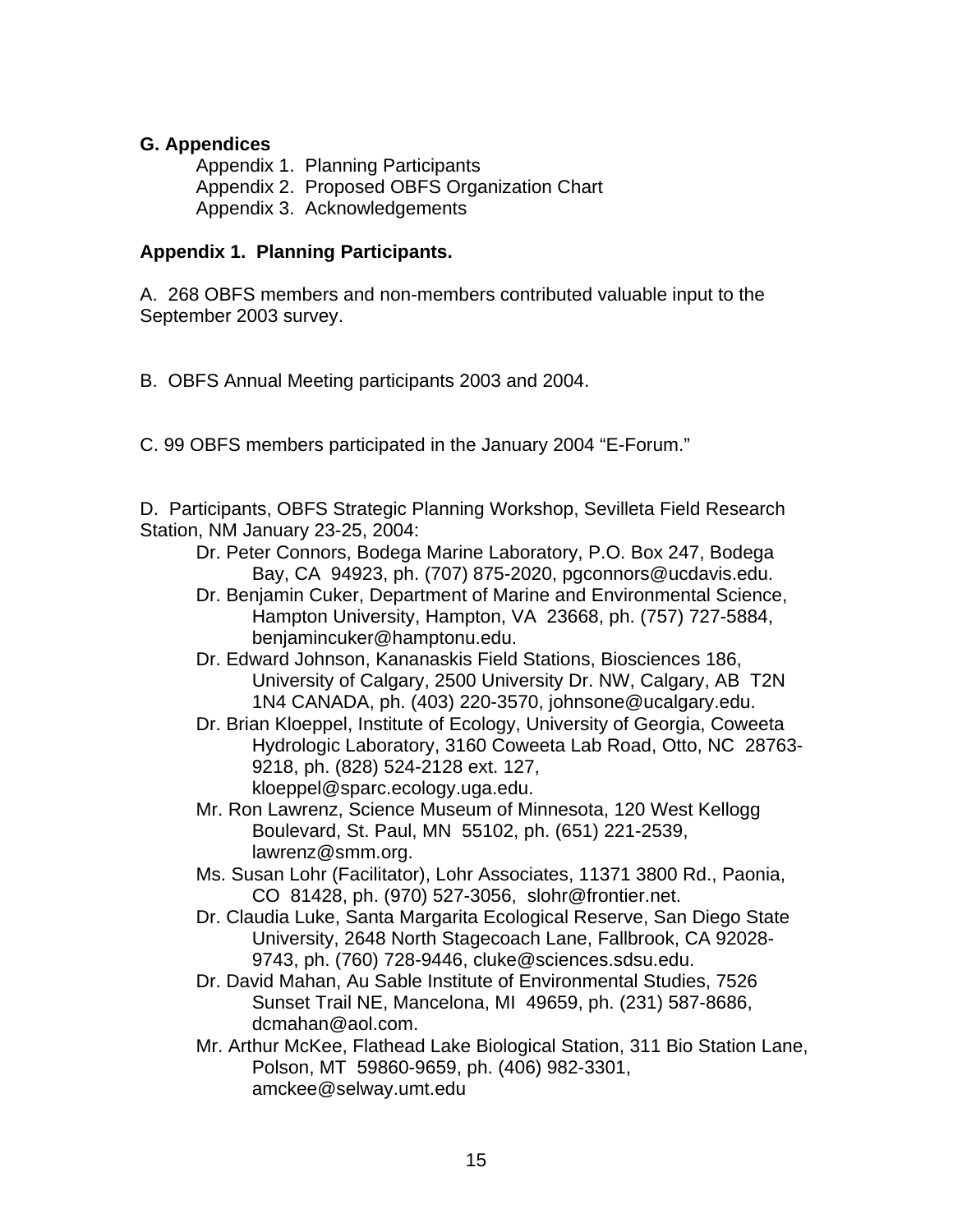**G. Appendices**

- Appendix 1. Planning Participants
- Appendix 2. Proposed OBFS Organization Chart
- Appendix 3. Acknowledgements

**Appendix 1. Planning Participants.**

A. 268 OBFS members and non-members contributed valuable input to the September 2003 survey.

B. OBFS Annual Meeting participants 2003 and 2004.

C. 99 OBFS members participated in the January 2004 "E-Forum."

D. Participants, OBFS Strategic Planning Workshop, Sevilleta Field Research Station, NM January 23-25, 2004:

- Dr. Peter Connors, Bodega Marine Laboratory, P.O. Box 247, Bodega Bay, CA 94923, ph. (707) 875-2020, pgconnors@ucdavis.edu.
- Dr. Benjamin Cuker, Department of Marine and Environmental Science, Hampton University, Hampton, VA 23668, ph. (757) 727-5884, benjamincuker@hamptonu.edu.
- Dr. Edward Johnson, Kananaskis Field Stations, Biosciences 186, University of Calgary, 2500 University Dr. NW, Calgary, AB T2N 1N4 CANADA, ph. (403) 220-3570, johnsone@ucalgary.edu.
- Dr. Brian Kloeppel, Institute of Ecology, University of Georgia, Coweeta Hydrologic Laboratory, 3160 Coweeta Lab Road, Otto, NC 28763-9218, ph. (828) 524-2128 ext. 127, kloeppel@sparc.ecology.uga.edu.
- Mr. Ron Lawrenz, Science Museum of Minnesota, 120 West Kellogg Boulevard, St. Paul, MN 55102, ph. (651) 221-2539, lawrenz@smm.org.
- Ms. Susan Lohr (Facilitator), Lohr Associates, 11371 3800 Rd., Paonia, CO 81428, ph. (970) 527-3056, slohr@frontier.net.
- Dr. Claudia Luke, Santa Margarita Ecological Reserve, San Diego State University, 2648 North Stagecoach Lane, Fallbrook, CA 92028-9743, ph. (760) 728-9446, cluke@sciences.sdsu.edu.
- Dr. David Mahan, Au Sable Institute of Environmental Studies, 7526 Sunset Trail NE, Mancelona, MI 49659, ph. (231) 587-8686, dcmahan@aol.com.
- Mr. Arthur McKee, Flathead Lake Biological Station, 311 Bio Station Lane, Polson, MT 59860-9659, ph. (406) 982-3301, amckee@selway.umt.edu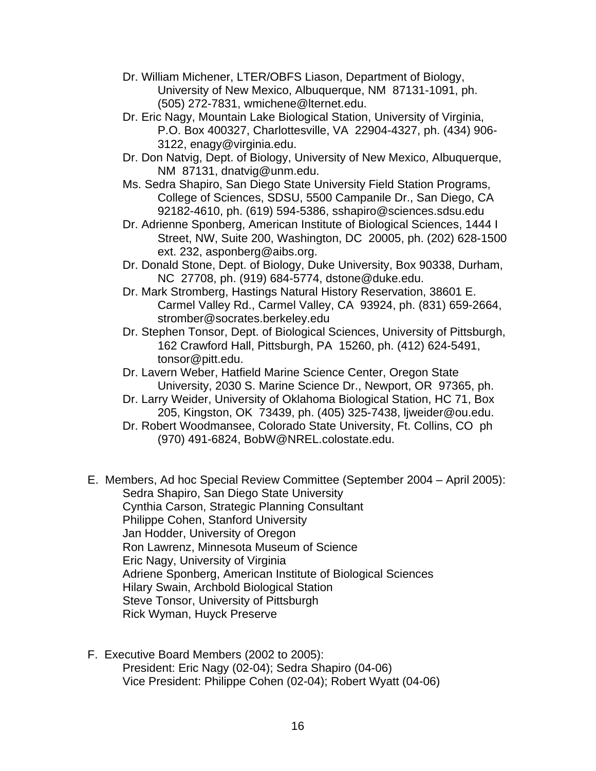- Dr. William Michener, LTER/OBFS Liason, Department of Biology, University of New Mexico, Albuquerque, NM 87131-1091, ph. (505) 272-7831, wmichene@lternet.edu.
- Dr. Eric Nagy, Mountain Lake Biological Station, University of Virginia, P.O. Box 400327, Charlottesville, VA 22904-4327, ph. (434) 906-3122, enagy@virginia.edu.
- Dr. Don Natvig, Dept. of Biology, University of New Mexico, Albuquerque, NM 87131, dnatvig@unm.edu.
- Ms. Sedra Shapiro, San Diego State University Field Station Programs, College of Sciences, SDSU, 5500 Campanile Dr., San Diego, CA 92182-4610, ph. (619) 594-5386, sshapiro@sciences.sdsu.edu
- Dr. Adrienne Sponberg, American Institute of Biological Sciences, 1444 I Street, NW, Suite 200, Washington, DC 20005, ph. (202) 628-1500 ext. 232, asponberg@aibs.org.
- Dr. Donald Stone, Dept. of Biology, Duke University, Box 90338, Durham, NC 27708, ph. (919) 684-5774, dstone@duke.edu.
- Dr. Mark Stromberg, Hastings Natural History Reservation, 38601 E. Carmel Valley Rd., Carmel Valley, CA 93924, ph. (831) 659-2664, stromber@socrates.berkeley.edu
- Dr. Stephen Tonsor, Dept. of Biological Sciences, University of Pittsburgh, 162 Crawford Hall, Pittsburgh, PA 15260, ph. (412) 624-5491, tonsor@pitt.edu.
- Dr. Lavern Weber, Hatfield Marine Science Center, Oregon State University, 2030 S. Marine Science Dr., Newport, OR 97365, ph.
- Dr. Larry Weider, University of Oklahoma Biological Station, HC 71, Box 205, Kingston, OK 73439, ph. (405) 325-7438, ljweider@ou.edu.
- Dr. Robert Woodmansee, Colorado State University, Ft. Collins, CO ph (970) 491-6824, BobW@NREL.colostate.edu.

E. Members, Ad hoc Special Review Committee (September 2004 – April 2005):

Sedra Shapiro, San Diego State University
Cynthia Carson, Strategic Planning Consultant
Philippe Cohen, Stanford University
Jan Hodder, University of Oregon
Ron Lawrenz, Minnesota Museum of Science
Eric Nagy, University of Virginia
Adriene Sponberg, American Institute of Biological Sciences
Hilary Swain, Archbold Biological Station
Steve Tonsor, University of Pittsburgh
Rick Wyman, Huyck Preserve

F. Executive Board Members (2002 to 2005):

President: Eric Nagy (02-04); Sedra Shapiro (04-06)
Vice President: Philippe Cohen (02-04); Robert Wyatt (04-06)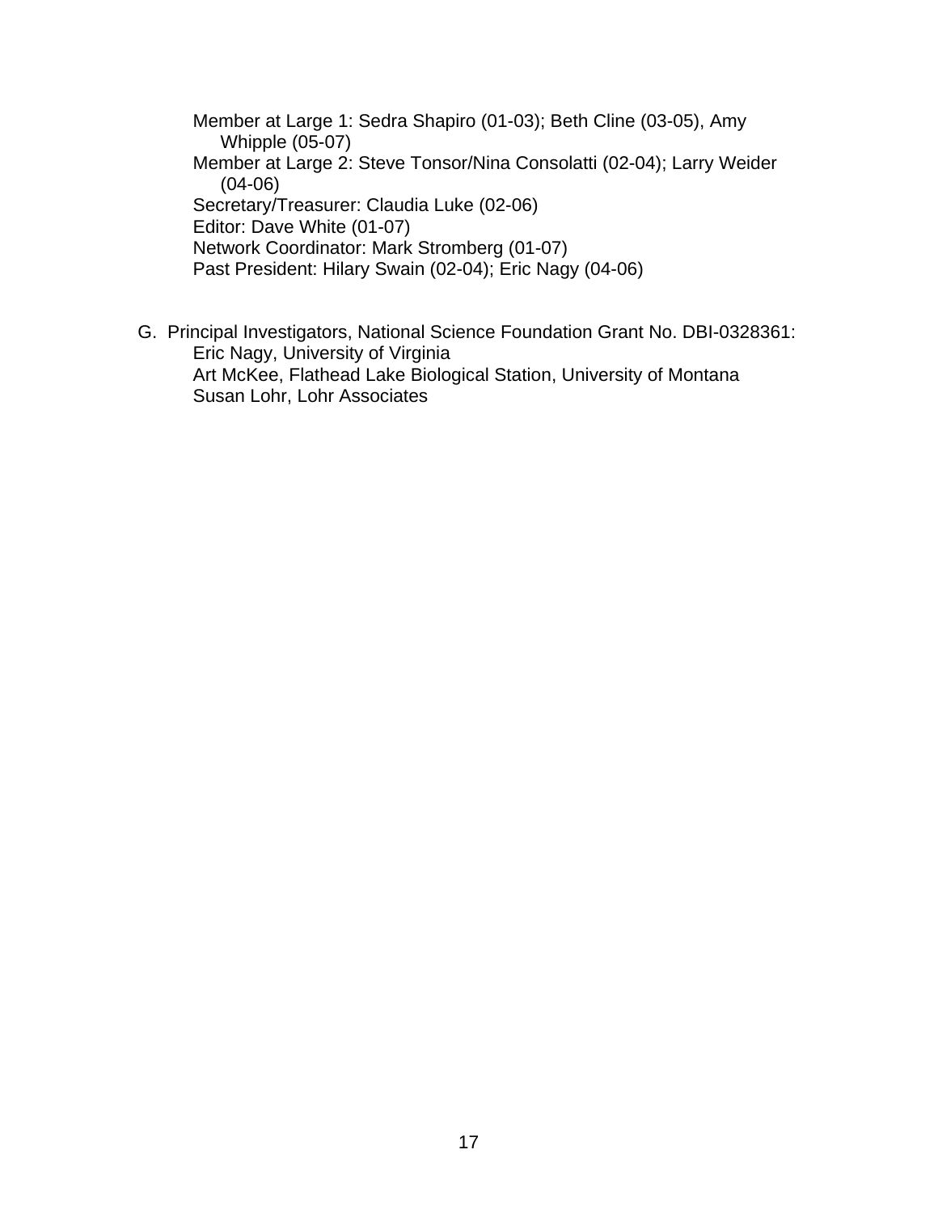Member at Large 1: Sedra Shapiro (01-03); Beth Cline (03-05), Amy Whipple (05-07)
Member at Large 2: Steve Tonsor/Nina Consolatti (02-04); Larry Weider (04-06)
Secretary/Treasurer: Claudia Luke (02-06)
Editor: Dave White (01-07)
Network Coordinator: Mark Stromberg (01-07)
Past President: Hilary Swain (02-04); Eric Nagy (04-06)

G. Principal Investigators, National Science Foundation Grant No. DBI-0328361:
Eric Nagy, University of Virginia
Art McKee, Flathead Lake Biological Station, University of Montana
Susan Lohr, Lohr Associates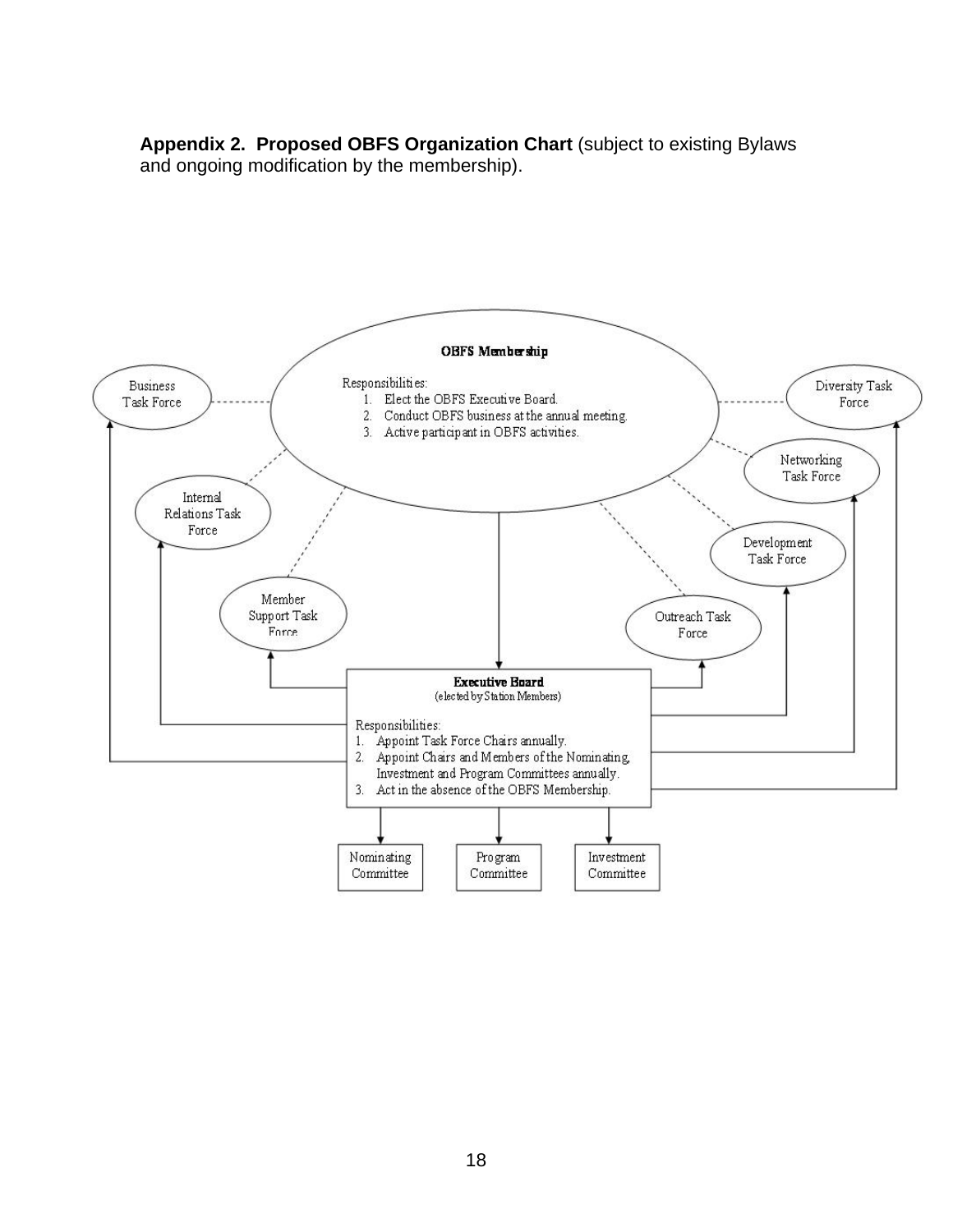**Appendix 2. Proposed OBFS Organization Chart** (subject to existing Bylaws and ongoing modification by the membership).

**OBFS Membership**

Responsibilities:

1. Elect the OBFS Executive Board.
2. Conduct OBFS business at the annual meeting.
3. Active participant in OBFS activities.

Business Task Force

Diversity Task Force

Networking Task Force

Internal Relations Task Force

Development Task Force

Member Support Task Force

Outreach Task Force

**Executive Board**
(elected by Station Members)

Responsibilities:

1. Appoint Task Force Chairs annually.
2. Appoint Chairs and Members of the Nominating, Investment and Program Committees annually.
3. Act in the absence of the OBFS Membership.

Nominating Committee

Program Committee

Investment Committee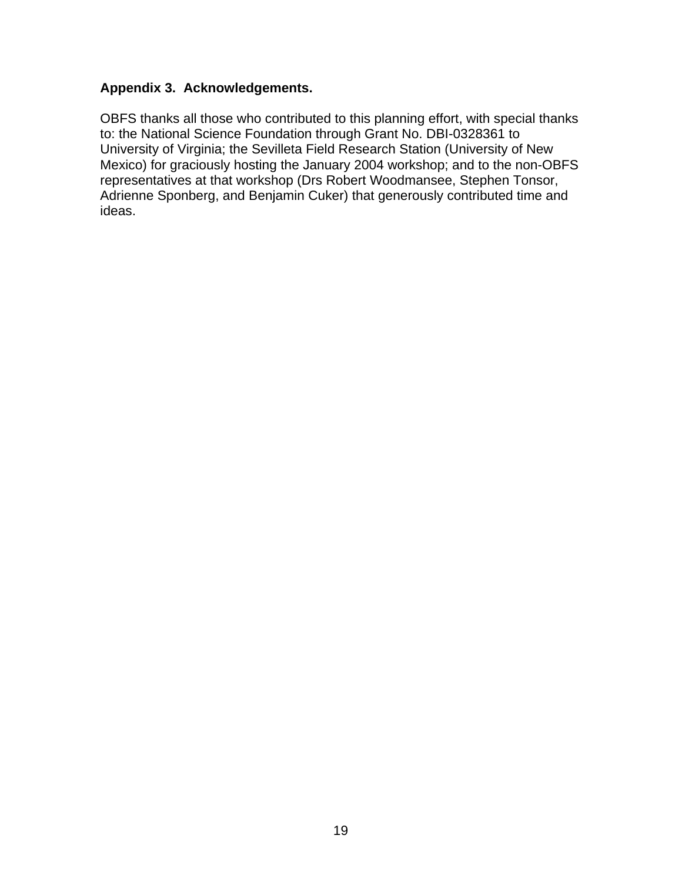**Appendix 3. Acknowledgements.**

OBFS thanks all those who contributed to this planning effort, with special thanks to: the National Science Foundation through Grant No. DBI-0328361 to University of Virginia; the Sevilleta Field Research Station (University of New Mexico) for graciously hosting the January 2004 workshop; and to the non-OBFS representatives at that workshop (Drs Robert Woodmansee, Stephen Tonsor, Adrienne Sponberg, and Benjamin Cuker) that generously contributed time and ideas.